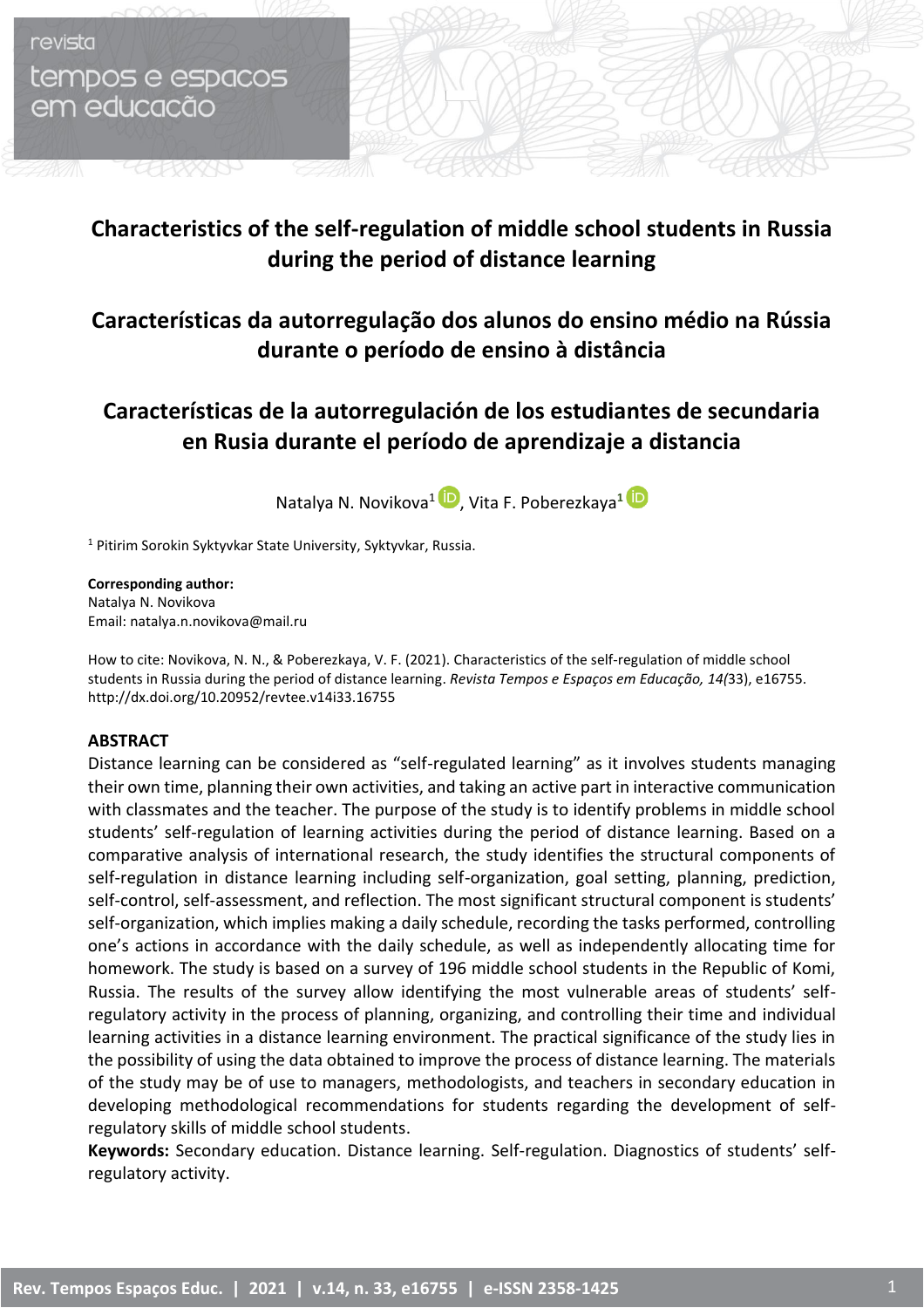# Characteristics of the self-regulation of middle school students in Russia during the period of distance learning

# Características da autorregulação dos alunos do ensino médio na Rússia durante o período de ensino à distância

# Características de la autorregulación de los estudiantes de secundaria en Rusia durante el período de aprendizaje a distancia

Natalya N. Novikova[1], Vita F. Poberezkaya[1]

[1] Pitirim Sorokin Syktyvkar State University, Syktyvkar, Russia.

**Corresponding author:**
Natalya N. Novikova
Email: natalya.n.novikova@mail.ru

How to cite: Novikova, N. N., & Poberezkaya, V. F. (2021). Characteristics of the self-regulation of middle school students in Russia during the period of distance learning. *Revista Tempos e Espaços em Educação, 14(*33), e16755. http://dx.doi.org/10.20952/revtee.v14i33.16755

**ABSTRACT**

Distance learning can be considered as "self-regulated learning" as it involves students managing their own time, planning their own activities, and taking an active part in interactive communication with classmates and the teacher. The purpose of the study is to identify problems in middle school students' self-regulation of learning activities during the period of distance learning. Based on a comparative analysis of international research, the study identifies the structural components of self-regulation in distance learning including self-organization, goal setting, planning, prediction, self-control, self-assessment, and reflection. The most significant structural component is students' self-organization, which implies making a daily schedule, recording the tasks performed, controlling one's actions in accordance with the daily schedule, as well as independently allocating time for homework. The study is based on a survey of 196 middle school students in the Republic of Komi, Russia. The results of the survey allow identifying the most vulnerable areas of students' self-regulatory activity in the process of planning, organizing, and controlling their time and individual learning activities in a distance learning environment. The practical significance of the study lies in the possibility of using the data obtained to improve the process of distance learning. The materials of the study may be of use to managers, methodologists, and teachers in secondary education in developing methodological recommendations for students regarding the development of self-regulatory skills of middle school students.

**Keywords:** Secondary education. Distance learning. Self-regulation. Diagnostics of students' self-regulatory activity.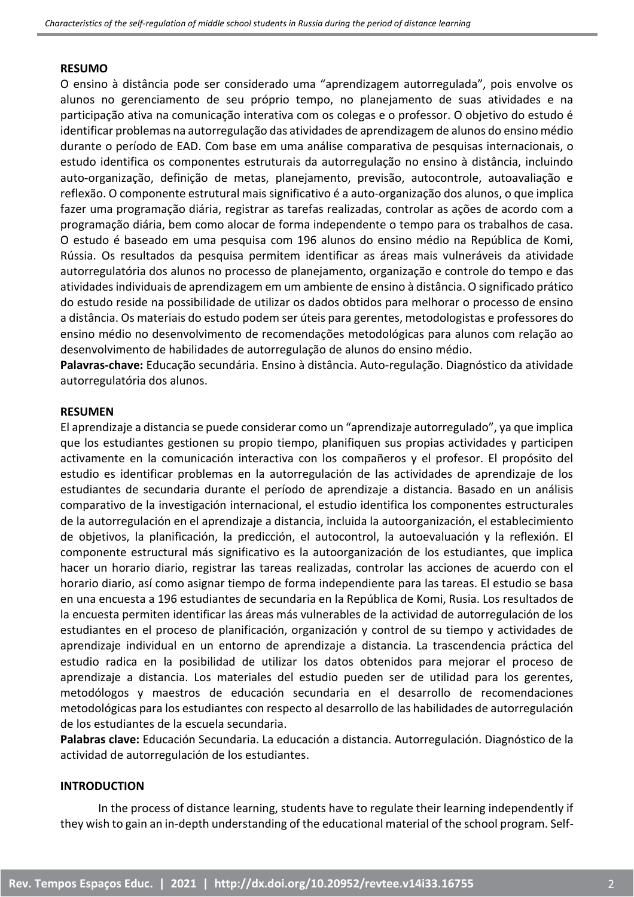## RESUMO

O ensino à distância pode ser considerado uma "aprendizagem autorregulada", pois envolve os alunos no gerenciamento de seu próprio tempo, no planejamento de suas atividades e na participação ativa na comunicação interativa com os colegas e o professor. O objetivo do estudo é identificar problemas na autorregulação das atividades de aprendizagem de alunos do ensino médio durante o período de EAD. Com base em uma análise comparativa de pesquisas internacionais, o estudo identifica os componentes estruturais da autorregulação no ensino à distância, incluindo auto-organização, definição de metas, planejamento, previsão, autocontrole, autoavaliação e reflexão. O componente estrutural mais significativo é a auto-organização dos alunos, o que implica fazer uma programação diária, registrar as tarefas realizadas, controlar as ações de acordo com a programação diária, bem como alocar de forma independente o tempo para os trabalhos de casa. O estudo é baseado em uma pesquisa com 196 alunos do ensino médio na República de Komi, Rússia. Os resultados da pesquisa permitem identificar as áreas mais vulneráveis da atividade autorregulatória dos alunos no processo de planejamento, organização e controle do tempo e das atividades individuais de aprendizagem em um ambiente de ensino à distância. O significado prático do estudo reside na possibilidade de utilizar os dados obtidos para melhorar o processo de ensino a distância. Os materiais do estudo podem ser úteis para gerentes, metodologistas e professores do ensino médio no desenvolvimento de recomendações metodológicas para alunos com relação ao desenvolvimento de habilidades de autorregulação de alunos do ensino médio.

**Palavras-chave:** Educação secundária. Ensino à distância. Auto-regulação. Diagnóstico da atividade autorregulatória dos alunos.

## RESUMEN

El aprendizaje a distancia se puede considerar como un "aprendizaje autorregulado", ya que implica que los estudiantes gestionen su propio tiempo, planifiquen sus propias actividades y participen activamente en la comunicación interactiva con los compañeros y el profesor. El propósito del estudio es identificar problemas en la autorregulación de las actividades de aprendizaje de los estudiantes de secundaria durante el período de aprendizaje a distancia. Basado en un análisis comparativo de la investigación internacional, el estudio identifica los componentes estructurales de la autorregulación en el aprendizaje a distancia, incluida la autoorganización, el establecimiento de objetivos, la planificación, la predicción, el autocontrol, la autoevaluación y la reflexión. El componente estructural más significativo es la autoorganización de los estudiantes, que implica hacer un horario diario, registrar las tareas realizadas, controlar las acciones de acuerdo con el horario diario, así como asignar tiempo de forma independiente para las tareas. El estudio se basa en una encuesta a 196 estudiantes de secundaria en la República de Komi, Rusia. Los resultados de la encuesta permiten identificar las áreas más vulnerables de la actividad de autorregulación de los estudiantes en el proceso de planificación, organización y control de su tiempo y actividades de aprendizaje individual en un entorno de aprendizaje a distancia. La trascendencia práctica del estudio radica en la posibilidad de utilizar los datos obtenidos para mejorar el proceso de aprendizaje a distancia. Los materiales del estudio pueden ser de utilidad para los gerentes, metodólogos y maestros de educación secundaria en el desarrollo de recomendaciones metodológicas para los estudiantes con respecto al desarrollo de las habilidades de autorregulación de los estudiantes de la escuela secundaria.

**Palabras clave:** Educación Secundaria. La educación a distancia. Autorregulación. Diagnóstico de la actividad de autorregulación de los estudiantes.

## INTRODUCTION

In the process of distance learning, students have to regulate their learning independently if they wish to gain an in-depth understanding of the educational material of the school program. Self-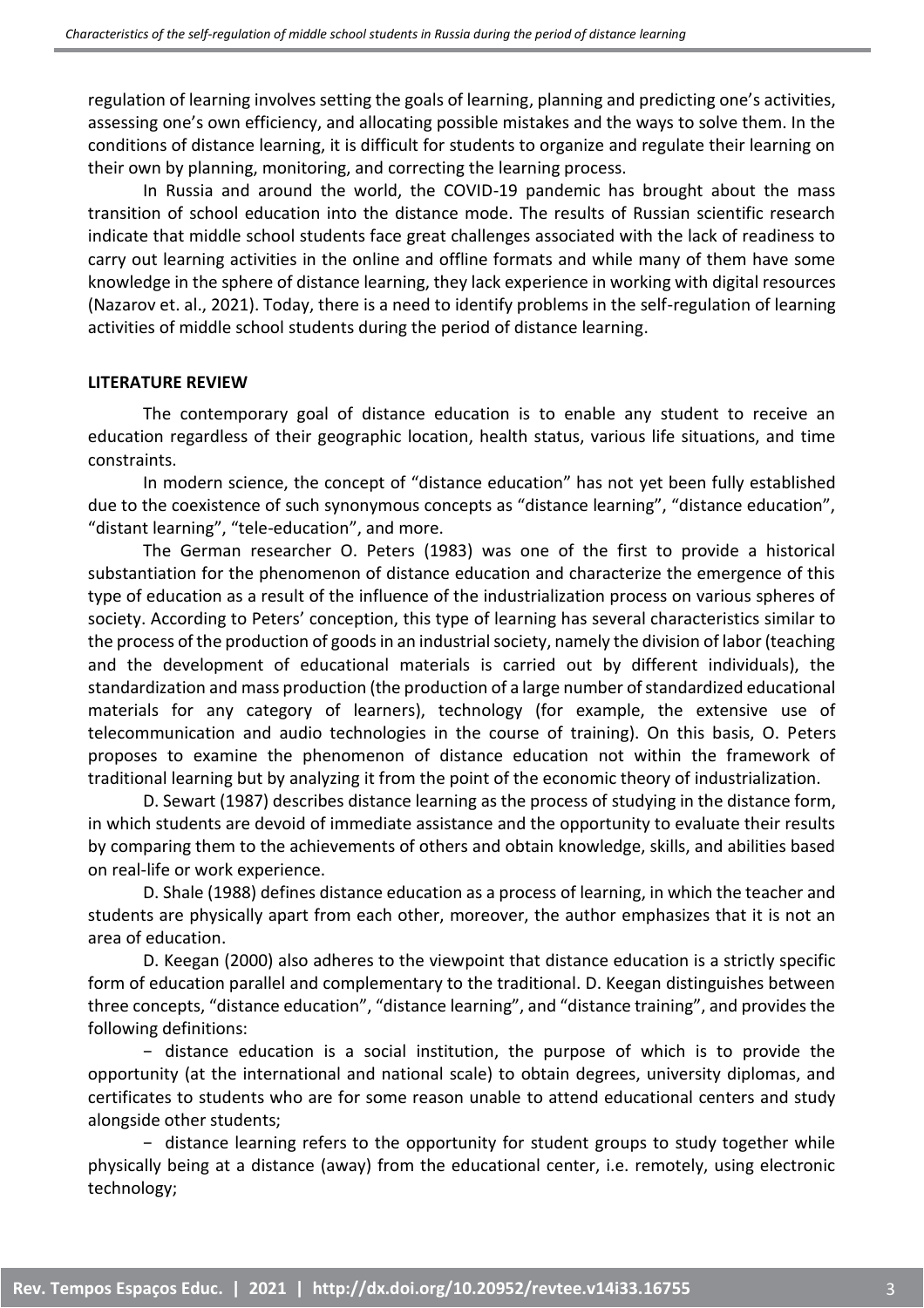regulation of learning involves setting the goals of learning, planning and predicting one's activities, assessing one's own efficiency, and allocating possible mistakes and the ways to solve them. In the conditions of distance learning, it is difficult for students to organize and regulate their learning on their own by planning, monitoring, and correcting the learning process.

In Russia and around the world, the COVID-19 pandemic has brought about the mass transition of school education into the distance mode. The results of Russian scientific research indicate that middle school students face great challenges associated with the lack of readiness to carry out learning activities in the online and offline formats and while many of them have some knowledge in the sphere of distance learning, they lack experience in working with digital resources (Nazarov et. al., 2021). Today, there is a need to identify problems in the self-regulation of learning activities of middle school students during the period of distance learning.

## LITERATURE REVIEW

The contemporary goal of distance education is to enable any student to receive an education regardless of their geographic location, health status, various life situations, and time constraints.

In modern science, the concept of "distance education" has not yet been fully established due to the coexistence of such synonymous concepts as "distance learning", "distance education", "distant learning", "tele-education", and more.

The German researcher O. Peters (1983) was one of the first to provide a historical substantiation for the phenomenon of distance education and characterize the emergence of this type of education as a result of the influence of the industrialization process on various spheres of society. According to Peters' conception, this type of learning has several characteristics similar to the process of the production of goods in an industrial society, namely the division of labor (teaching and the development of educational materials is carried out by different individuals), the standardization and mass production (the production of a large number of standardized educational materials for any category of learners), technology (for example, the extensive use of telecommunication and audio technologies in the course of training). On this basis, O. Peters proposes to examine the phenomenon of distance education not within the framework of traditional learning but by analyzing it from the point of the economic theory of industrialization.

D. Sewart (1987) describes distance learning as the process of studying in the distance form, in which students are devoid of immediate assistance and the opportunity to evaluate their results by comparing them to the achievements of others and obtain knowledge, skills, and abilities based on real-life or work experience.

D. Shale (1988) defines distance education as a process of learning, in which the teacher and students are physically apart from each other, moreover, the author emphasizes that it is not an area of education.

D. Keegan (2000) also adheres to the viewpoint that distance education is a strictly specific form of education parallel and complementary to the traditional. D. Keegan distinguishes between three concepts, "distance education", "distance learning", and "distance training", and provides the following definitions:

- distance education is a social institution, the purpose of which is to provide the opportunity (at the international and national scale) to obtain degrees, university diplomas, and certificates to students who are for some reason unable to attend educational centers and study alongside other students;
- distance learning refers to the opportunity for student groups to study together while physically being at a distance (away) from the educational center, i.e. remotely, using electronic technology;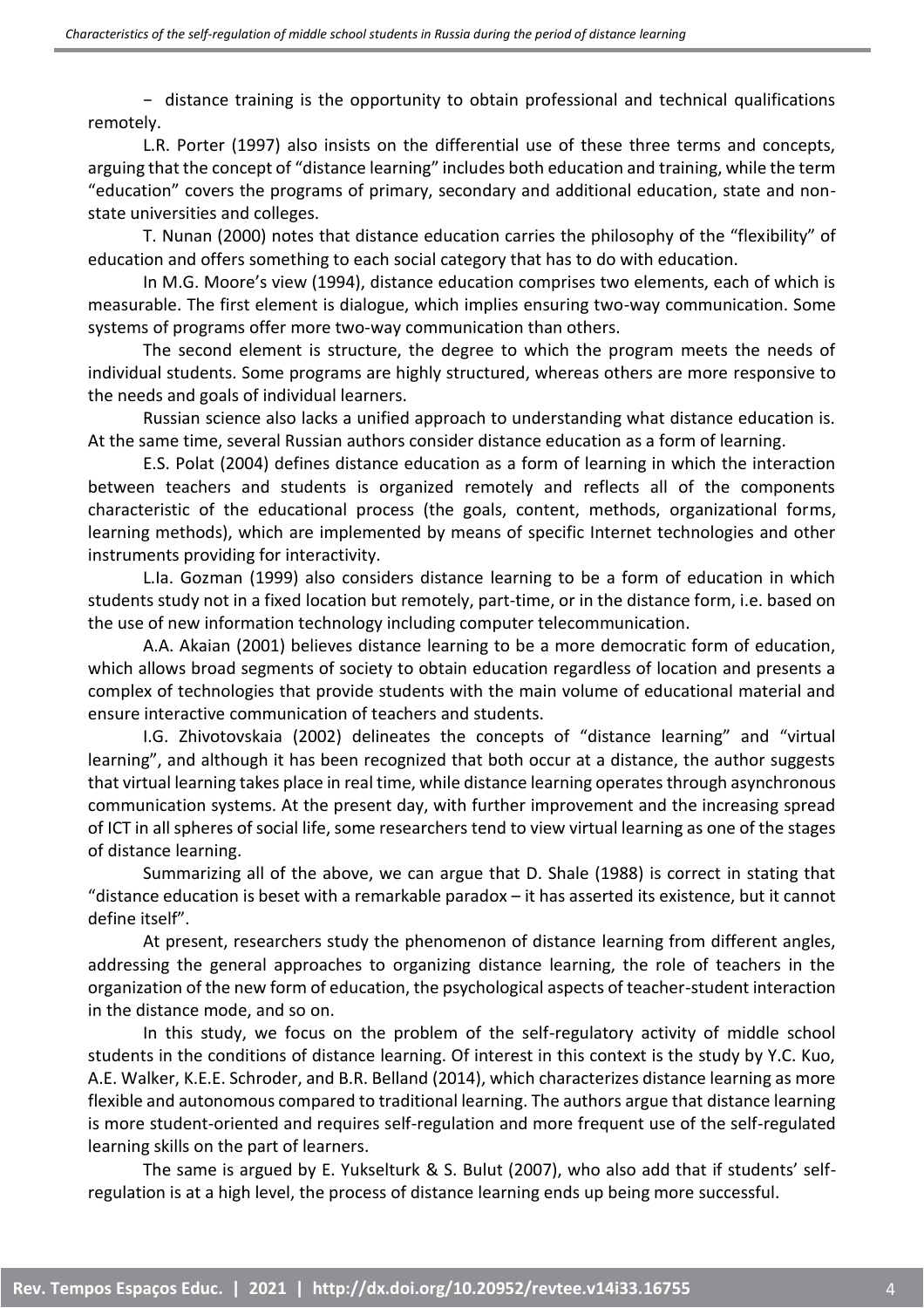− distance training is the opportunity to obtain professional and technical qualifications remotely.

L.R. Porter (1997) also insists on the differential use of these three terms and concepts, arguing that the concept of "distance learning" includes both education and training, while the term "education" covers the programs of primary, secondary and additional education, state and non-state universities and colleges.

T. Nunan (2000) notes that distance education carries the philosophy of the "flexibility" of education and offers something to each social category that has to do with education.

In M.G. Moore's view (1994), distance education comprises two elements, each of which is measurable. The first element is dialogue, which implies ensuring two-way communication. Some systems of programs offer more two-way communication than others.

The second element is structure, the degree to which the program meets the needs of individual students. Some programs are highly structured, whereas others are more responsive to the needs and goals of individual learners.

Russian science also lacks a unified approach to understanding what distance education is. At the same time, several Russian authors consider distance education as a form of learning.

E.S. Polat (2004) defines distance education as a form of learning in which the interaction between teachers and students is organized remotely and reflects all of the components characteristic of the educational process (the goals, content, methods, organizational forms, learning methods), which are implemented by means of specific Internet technologies and other instruments providing for interactivity.

L.Ia. Gozman (1999) also considers distance learning to be a form of education in which students study not in a fixed location but remotely, part-time, or in the distance form, i.e. based on the use of new information technology including computer telecommunication.

A.A. Akaian (2001) believes distance learning to be a more democratic form of education, which allows broad segments of society to obtain education regardless of location and presents a complex of technologies that provide students with the main volume of educational material and ensure interactive communication of teachers and students.

I.G. Zhivotovskaia (2002) delineates the concepts of "distance learning" and "virtual learning", and although it has been recognized that both occur at a distance, the author suggests that virtual learning takes place in real time, while distance learning operates through asynchronous communication systems. At the present day, with further improvement and the increasing spread of ICT in all spheres of social life, some researchers tend to view virtual learning as one of the stages of distance learning.

Summarizing all of the above, we can argue that D. Shale (1988) is correct in stating that "distance education is beset with a remarkable paradox – it has asserted its existence, but it cannot define itself".

At present, researchers study the phenomenon of distance learning from different angles, addressing the general approaches to organizing distance learning, the role of teachers in the organization of the new form of education, the psychological aspects of teacher-student interaction in the distance mode, and so on.

In this study, we focus on the problem of the self-regulatory activity of middle school students in the conditions of distance learning. Of interest in this context is the study by Y.C. Kuo, A.E. Walker, K.E.E. Schroder, and B.R. Belland (2014), which characterizes distance learning as more flexible and autonomous compared to traditional learning. The authors argue that distance learning is more student-oriented and requires self-regulation and more frequent use of the self-regulated learning skills on the part of learners.

The same is argued by E. Yukselturk & S. Bulut (2007), who also add that if students' self-regulation is at a high level, the process of distance learning ends up being more successful.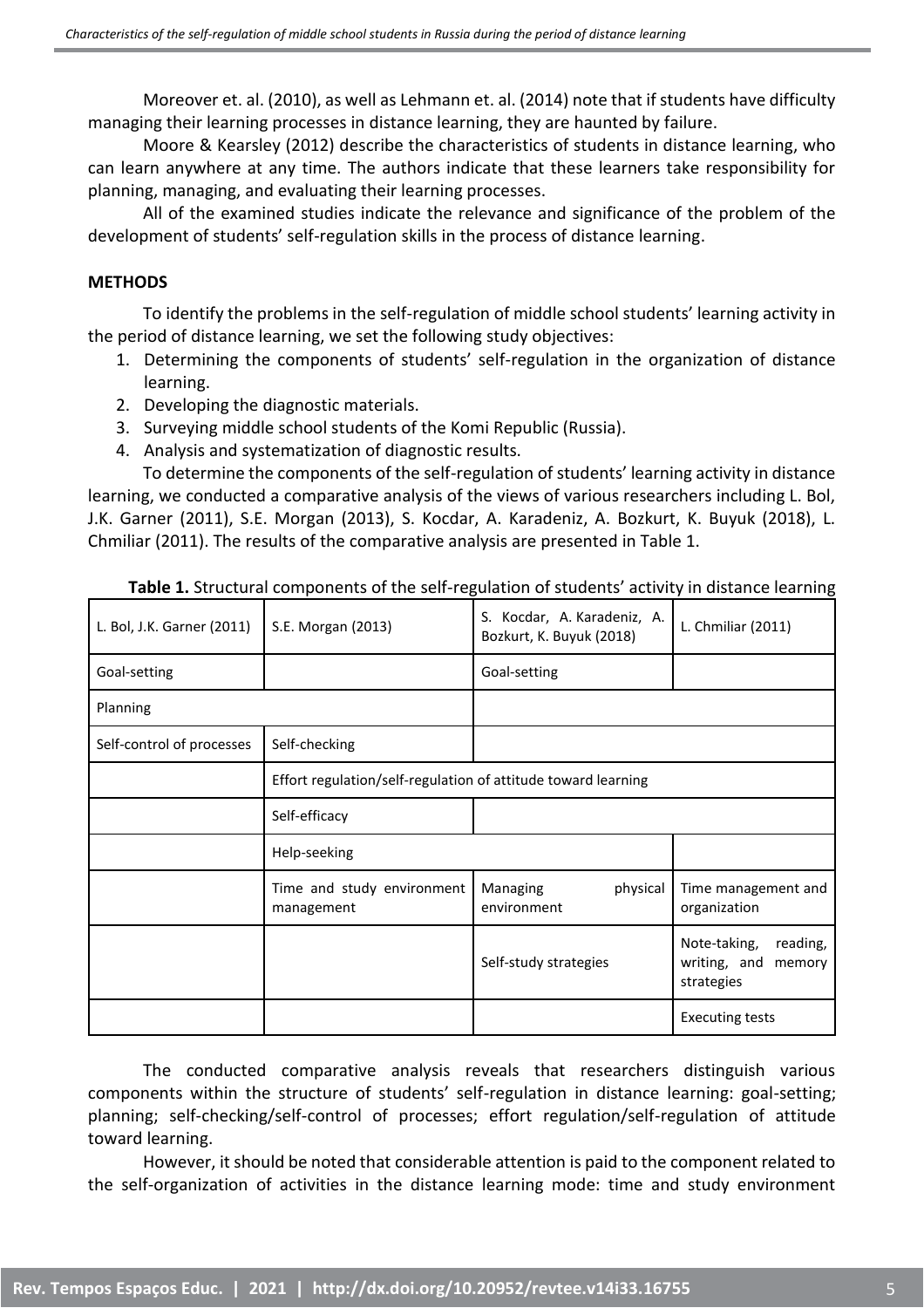Moreover et. al. (2010), as well as Lehmann et. al. (2014) note that if students have difficulty managing their learning processes in distance learning, they are haunted by failure.

Moore & Kearsley (2012) describe the characteristics of students in distance learning, who can learn anywhere at any time. The authors indicate that these learners take responsibility for planning, managing, and evaluating their learning processes.

All of the examined studies indicate the relevance and significance of the problem of the development of students' self-regulation skills in the process of distance learning.

## METHODS

To identify the problems in the self-regulation of middle school students' learning activity in the period of distance learning, we set the following study objectives:

1. Determining the components of students' self-regulation in the organization of distance learning.
2. Developing the diagnostic materials.
3. Surveying middle school students of the Komi Republic (Russia).
4. Analysis and systematization of diagnostic results.

To determine the components of the self-regulation of students' learning activity in distance learning, we conducted a comparative analysis of the views of various researchers including L. Bol, J.K. Garner (2011), S.E. Morgan (2013), S. Kocdar, A. Karadeniz, A. Bozkurt, K. Buyuk (2018), L. Chmiliar (2011). The results of the comparative analysis are presented in Table 1.

**Table 1.** Structural components of the self-regulation of students' activity in distance learning

| L. Bol, J.K. Garner (2011) | S.E. Morgan (2013) | S. Kocdar, A. Karadeniz, A. Bozkurt, K. Buyuk (2018) | L. Chmiliar (2011) |
|---|---|---|---|
| Goal-setting | | Goal-setting | |
| Planning | | | |
| Self-control of processes | Self-checking | | |
| | Effort regulation/self-regulation of attitude toward learning | | |
| | Self-efficacy | | |
| | Help-seeking | | |
| | Time and study environment management | Managing physical environment | Time management and organization |
| | | Self-study strategies | Note-taking, reading, writing, and memory strategies |
| | | | Executing tests |

The conducted comparative analysis reveals that researchers distinguish various components within the structure of students' self-regulation in distance learning: goal-setting; planning; self-checking/self-control of processes; effort regulation/self-regulation of attitude toward learning.

However, it should be noted that considerable attention is paid to the component related to the self-organization of activities in the distance learning mode: time and study environment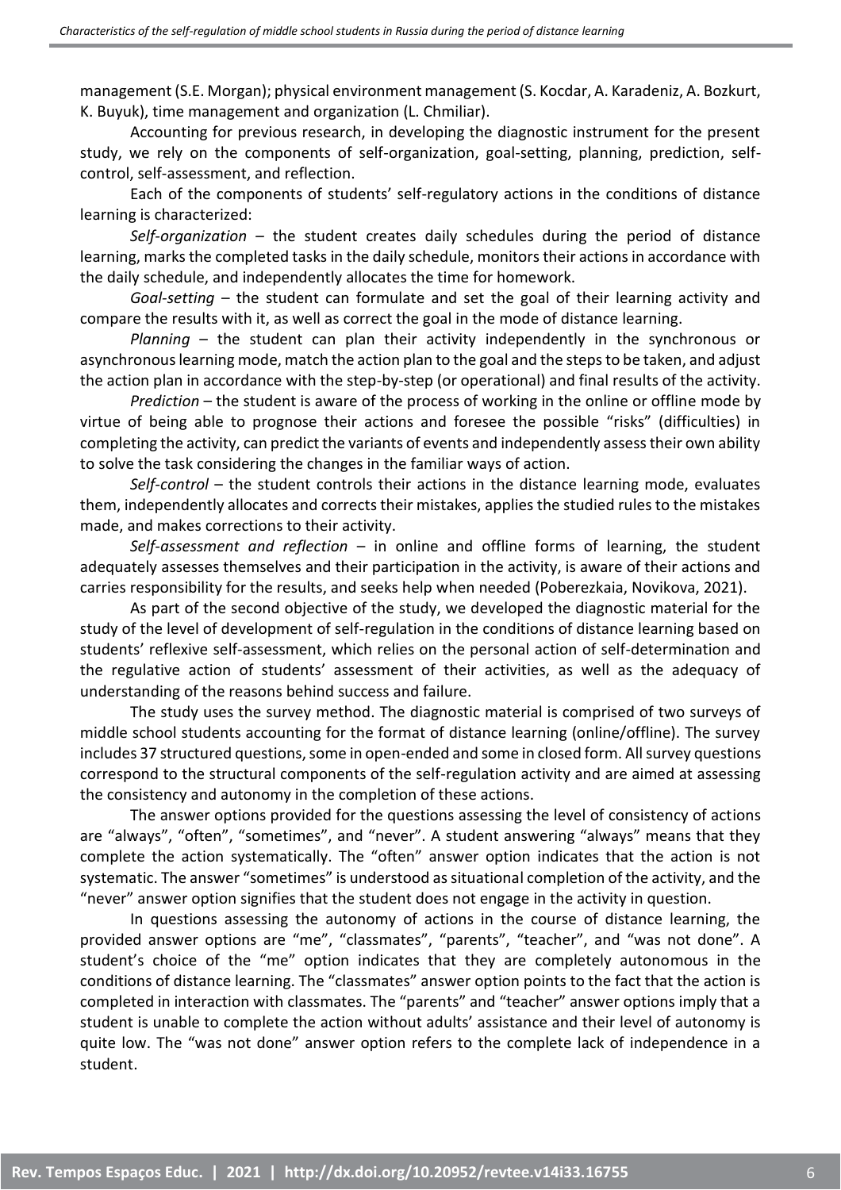management (S.E. Morgan); physical environment management (S. Kocdar, A. Karadeniz, A. Bozkurt, K. Buyuk), time management and organization (L. Chmiliar).

Accounting for previous research, in developing the diagnostic instrument for the present study, we rely on the components of self-organization, goal-setting, planning, prediction, self-control, self-assessment, and reflection.

Each of the components of students' self-regulatory actions in the conditions of distance learning is characterized:

*Self-organization* – the student creates daily schedules during the period of distance learning, marks the completed tasks in the daily schedule, monitors their actions in accordance with the daily schedule, and independently allocates the time for homework.

*Goal-setting* – the student can formulate and set the goal of their learning activity and compare the results with it, as well as correct the goal in the mode of distance learning.

*Planning* – the student can plan their activity independently in the synchronous or asynchronous learning mode, match the action plan to the goal and the steps to be taken, and adjust the action plan in accordance with the step-by-step (or operational) and final results of the activity.

*Prediction* – the student is aware of the process of working in the online or offline mode by virtue of being able to prognose their actions and foresee the possible "risks" (difficulties) in completing the activity, can predict the variants of events and independently assess their own ability to solve the task considering the changes in the familiar ways of action.

*Self-control* – the student controls their actions in the distance learning mode, evaluates them, independently allocates and corrects their mistakes, applies the studied rules to the mistakes made, and makes corrections to their activity.

*Self-assessment and reflection* – in online and offline forms of learning, the student adequately assesses themselves and their participation in the activity, is aware of their actions and carries responsibility for the results, and seeks help when needed (Poberezkaia, Novikova, 2021).

As part of the second objective of the study, we developed the diagnostic material for the study of the level of development of self-regulation in the conditions of distance learning based on students' reflexive self-assessment, which relies on the personal action of self-determination and the regulative action of students' assessment of their activities, as well as the adequacy of understanding of the reasons behind success and failure.

The study uses the survey method. The diagnostic material is comprised of two surveys of middle school students accounting for the format of distance learning (online/offline). The survey includes 37 structured questions, some in open-ended and some in closed form. All survey questions correspond to the structural components of the self-regulation activity and are aimed at assessing the consistency and autonomy in the completion of these actions.

The answer options provided for the questions assessing the level of consistency of actions are "always", "often", "sometimes", and "never". A student answering "always" means that they complete the action systematically. The "often" answer option indicates that the action is not systematic. The answer "sometimes" is understood as situational completion of the activity, and the "never" answer option signifies that the student does not engage in the activity in question.

In questions assessing the autonomy of actions in the course of distance learning, the provided answer options are "me", "classmates", "parents", "teacher", and "was not done". A student's choice of the "me" option indicates that they are completely autonomous in the conditions of distance learning. The "classmates" answer option points to the fact that the action is completed in interaction with classmates. The "parents" and "teacher" answer options imply that a student is unable to complete the action without adults' assistance and their level of autonomy is quite low. The "was not done" answer option refers to the complete lack of independence in a student.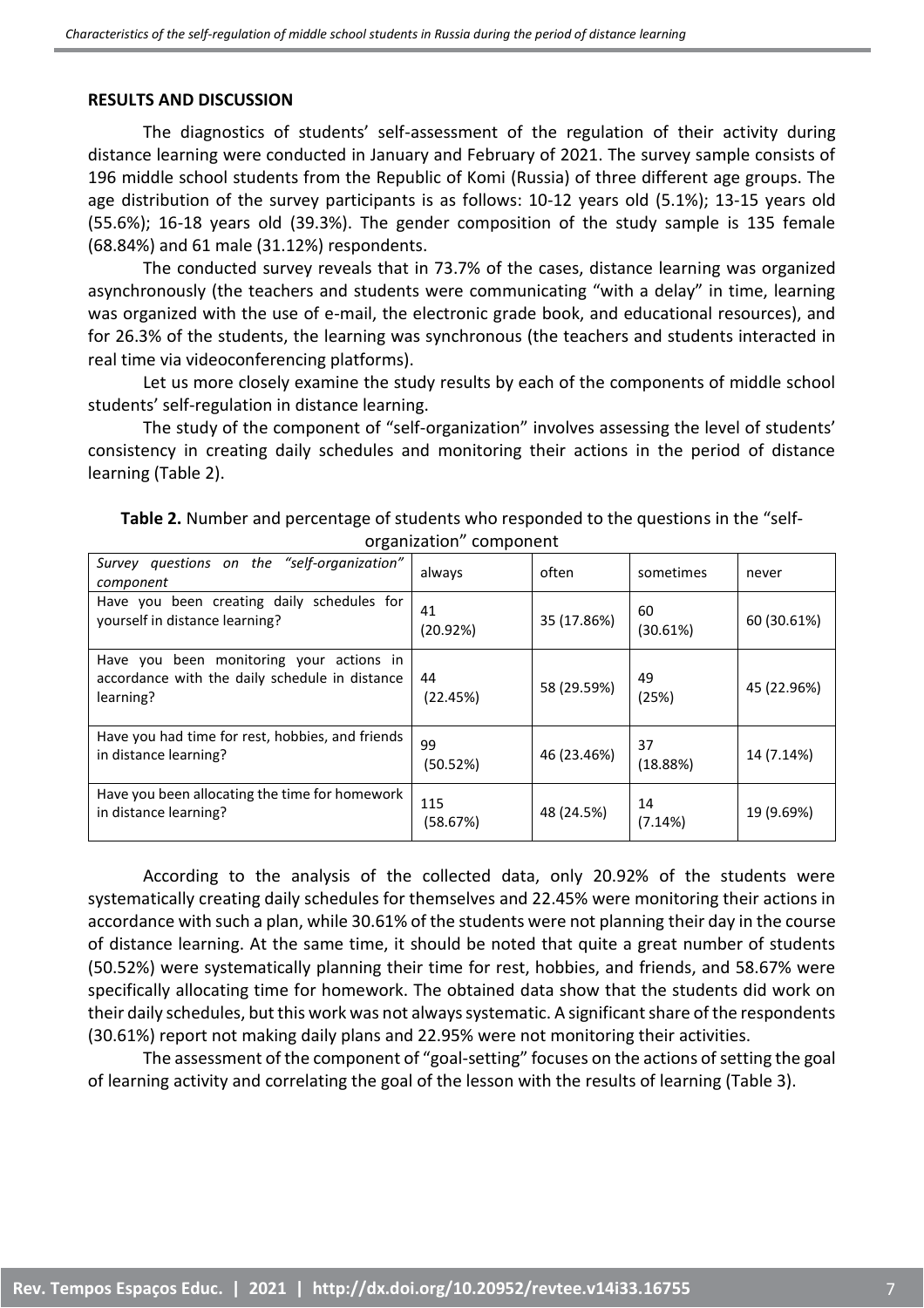**RESULTS AND DISCUSSION**

The diagnostics of students' self-assessment of the regulation of their activity during distance learning were conducted in January and February of 2021. The survey sample consists of 196 middle school students from the Republic of Komi (Russia) of three different age groups. The age distribution of the survey participants is as follows: 10-12 years old (5.1%); 13-15 years old (55.6%); 16-18 years old (39.3%). The gender composition of the study sample is 135 female (68.84%) and 61 male (31.12%) respondents.

The conducted survey reveals that in 73.7% of the cases, distance learning was organized asynchronously (the teachers and students were communicating "with a delay" in time, learning was organized with the use of e-mail, the electronic grade book, and educational resources), and for 26.3% of the students, the learning was synchronous (the teachers and students interacted in real time via videoconferencing platforms).

Let us more closely examine the study results by each of the components of middle school students' self-regulation in distance learning.

The study of the component of "self-organization" involves assessing the level of students' consistency in creating daily schedules and monitoring their actions in the period of distance learning (Table 2).

**Table 2.** Number and percentage of students who responded to the questions in the "self-organization" component

| *Survey questions on the "self-organization" component* | always | often | sometimes | never |
|---|---|---|---|---|
| Have you been creating daily schedules for yourself in distance learning? | 41 (20.92%) | 35 (17.86%) | 60 (30.61%) | 60 (30.61%) |
| Have you been monitoring your actions in accordance with the daily schedule in distance learning? | 44 (22.45%) | 58 (29.59%) | 49 (25%) | 45 (22.96%) |
| Have you had time for rest, hobbies, and friends in distance learning? | 99 (50.52%) | 46 (23.46%) | 37 (18.88%) | 14 (7.14%) |
| Have you been allocating the time for homework in distance learning? | 115 (58.67%) | 48 (24.5%) | 14 (7.14%) | 19 (9.69%) |

According to the analysis of the collected data, only 20.92% of the students were systematically creating daily schedules for themselves and 22.45% were monitoring their actions in accordance with such a plan, while 30.61% of the students were not planning their day in the course of distance learning. At the same time, it should be noted that quite a great number of students (50.52%) were systematically planning their time for rest, hobbies, and friends, and 58.67% were specifically allocating time for homework. The obtained data show that the students did work on their daily schedules, but this work was not always systematic. A significant share of the respondents (30.61%) report not making daily plans and 22.95% were not monitoring their activities.

The assessment of the component of "goal-setting" focuses on the actions of setting the goal of learning activity and correlating the goal of the lesson with the results of learning (Table 3).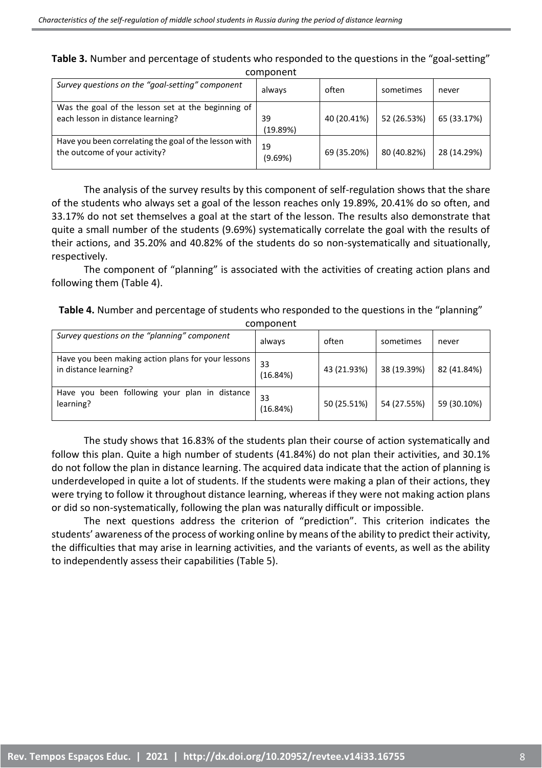**Table 3.** Number and percentage of students who responded to the questions in the "goal-setting" component

| *Survey questions on the "goal-setting" component* | always | often | sometimes | never |
|---|---|---|---|---|
| Was the goal of the lesson set at the beginning of each lesson in distance learning? | 39 (19.89%) | 40 (20.41%) | 52 (26.53%) | 65 (33.17%) |
| Have you been correlating the goal of the lesson with the outcome of your activity? | 19 (9.69%) | 69 (35.20%) | 80 (40.82%) | 28 (14.29%) |

The analysis of the survey results by this component of self-regulation shows that the share of the students who always set a goal of the lesson reaches only 19.89%, 20.41% do so often, and 33.17% do not set themselves a goal at the start of the lesson. The results also demonstrate that quite a small number of the students (9.69%) systematically correlate the goal with the results of their actions, and 35.20% and 40.82% of the students do so non-systematically and situationally, respectively.

The component of "planning" is associated with the activities of creating action plans and following them (Table 4).

**Table 4.** Number and percentage of students who responded to the questions in the "planning" component

| *Survey questions on the "planning" component* | always | often | sometimes | never |
|---|---|---|---|---|
| Have you been making action plans for your lessons in distance learning? | 33 (16.84%) | 43 (21.93%) | 38 (19.39%) | 82 (41.84%) |
| Have you been following your plan in distance learning? | 33 (16.84%) | 50 (25.51%) | 54 (27.55%) | 59 (30.10%) |

The study shows that 16.83% of the students plan their course of action systematically and follow this plan. Quite a high number of students (41.84%) do not plan their activities, and 30.1% do not follow the plan in distance learning. The acquired data indicate that the action of planning is underdeveloped in quite a lot of students. If the students were making a plan of their actions, they were trying to follow it throughout distance learning, whereas if they were not making action plans or did so non-systematically, following the plan was naturally difficult or impossible.

The next questions address the criterion of "prediction". This criterion indicates the students' awareness of the process of working online by means of the ability to predict their activity, the difficulties that may arise in learning activities, and the variants of events, as well as the ability to independently assess their capabilities (Table 5).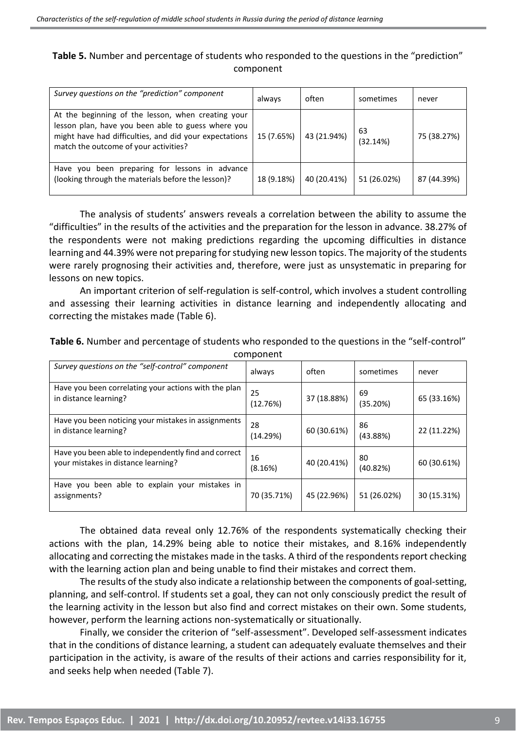**Table 5.** Number and percentage of students who responded to the questions in the "prediction" component

| *Survey questions on the "prediction" component* | always | often | sometimes | never |
|---|---|---|---|---|
| At the beginning of the lesson, when creating your lesson plan, have you been able to guess where you might have had difficulties, and did your expectations match the outcome of your activities? | 15 (7.65%) | 43 (21.94%) | 63 (32.14%) | 75 (38.27%) |
| Have you been preparing for lessons in advance (looking through the materials before the lesson)? | 18 (9.18%) | 40 (20.41%) | 51 (26.02%) | 87 (44.39%) |

The analysis of students' answers reveals a correlation between the ability to assume the "difficulties" in the results of the activities and the preparation for the lesson in advance. 38.27% of the respondents were not making predictions regarding the upcoming difficulties in distance learning and 44.39% were not preparing for studying new lesson topics. The majority of the students were rarely prognosing their activities and, therefore, were just as unsystematic in preparing for lessons on new topics.

An important criterion of self-regulation is self-control, which involves a student controlling and assessing their learning activities in distance learning and independently allocating and correcting the mistakes made (Table 6).

**Table 6.** Number and percentage of students who responded to the questions in the "self-control" component

| *Survey questions on the "self-control" component* | always | often | sometimes | never |
|---|---|---|---|---|
| Have you been correlating your actions with the plan in distance learning? | 25 (12.76%) | 37 (18.88%) | 69 (35.20%) | 65 (33.16%) |
| Have you been noticing your mistakes in assignments in distance learning? | 28 (14.29%) | 60 (30.61%) | 86 (43.88%) | 22 (11.22%) |
| Have you been able to independently find and correct your mistakes in distance learning? | 16 (8.16%) | 40 (20.41%) | 80 (40.82%) | 60 (30.61%) |
| Have you been able to explain your mistakes in assignments? | 70 (35.71%) | 45 (22.96%) | 51 (26.02%) | 30 (15.31%) |

The obtained data reveal only 12.76% of the respondents systematically checking their actions with the plan, 14.29% being able to notice their mistakes, and 8.16% independently allocating and correcting the mistakes made in the tasks. A third of the respondents report checking with the learning action plan and being unable to find their mistakes and correct them.

The results of the study also indicate a relationship between the components of goal-setting, planning, and self-control. If students set a goal, they can not only consciously predict the result of the learning activity in the lesson but also find and correct mistakes on their own. Some students, however, perform the learning actions non-systematically or situationally.

Finally, we consider the criterion of "self-assessment". Developed self-assessment indicates that in the conditions of distance learning, a student can adequately evaluate themselves and their participation in the activity, is aware of the results of their actions and carries responsibility for it, and seeks help when needed (Table 7).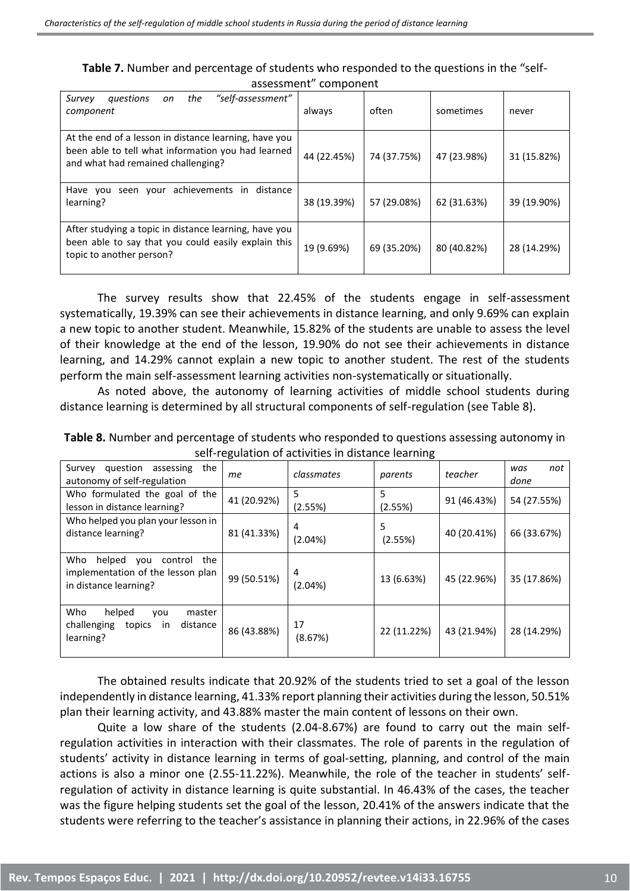**Table 7.** Number and percentage of students who responded to the questions in the "self-assessment" component

| *Survey questions on the "self-assessment" component* | always | often | sometimes | never |
|---|---|---|---|---|
| At the end of a lesson in distance learning, have you been able to tell what information you had learned and what had remained challenging? | 44 (22.45%) | 74 (37.75%) | 47 (23.98%) | 31 (15.82%) |
| Have you seen your achievements in distance learning? | 38 (19.39%) | 57 (29.08%) | 62 (31.63%) | 39 (19.90%) |
| After studying a topic in distance learning, have you been able to say that you could easily explain this topic to another person? | 19 (9.69%) | 69 (35.20%) | 80 (40.82%) | 28 (14.29%) |

The survey results show that 22.45% of the students engage in self-assessment systematically, 19.39% can see their achievements in distance learning, and only 9.69% can explain a new topic to another student. Meanwhile, 15.82% of the students are unable to assess the level of their knowledge at the end of the lesson, 19.90% do not see their achievements in distance learning, and 14.29% cannot explain a new topic to another student. The rest of the students perform the main self-assessment learning activities non-systematically or situationally.

As noted above, the autonomy of learning activities of middle school students during distance learning is determined by all structural components of self-regulation (see Table 8).

**Table 8.** Number and percentage of students who responded to questions assessing autonomy in self-regulation of activities in distance learning

| Survey question assessing the autonomy of self-regulation | *me* | *classmates* | *parents* | *teacher* | *was not done* |
|---|---|---|---|---|---|
| Who formulated the goal of the lesson in distance learning? | 41 (20.92%) | 5 (2.55%) | 5 (2.55%) | 91 (46.43%) | 54 (27.55%) |
| Who helped you plan your lesson in distance learning? | 81 (41.33%) | 4 (2.04%) | 5 (2.55%) | 40 (20.41%) | 66 (33.67%) |
| Who helped you control the implementation of the lesson plan in distance learning? | 99 (50.51%) | 4 (2.04%) | 13 (6.63%) | 45 (22.96%) | 35 (17.86%) |
| Who helped you master challenging topics in distance learning? | 86 (43.88%) | 17 (8.67%) | 22 (11.22%) | 43 (21.94%) | 28 (14.29%) |

The obtained results indicate that 20.92% of the students tried to set a goal of the lesson independently in distance learning, 41.33% report planning their activities during the lesson, 50.51% plan their learning activity, and 43.88% master the main content of lessons on their own.

Quite a low share of the students (2.04-8.67%) are found to carry out the main self-regulation activities in interaction with their classmates. The role of parents in the regulation of students' activity in distance learning in terms of goal-setting, planning, and control of the main actions is also a minor one (2.55-11.22%). Meanwhile, the role of the teacher in students' self-regulation of activity in distance learning is quite substantial. In 46.43% of the cases, the teacher was the figure helping students set the goal of the lesson, 20.41% of the answers indicate that the students were referring to the teacher's assistance in planning their actions, in 22.96% of the cases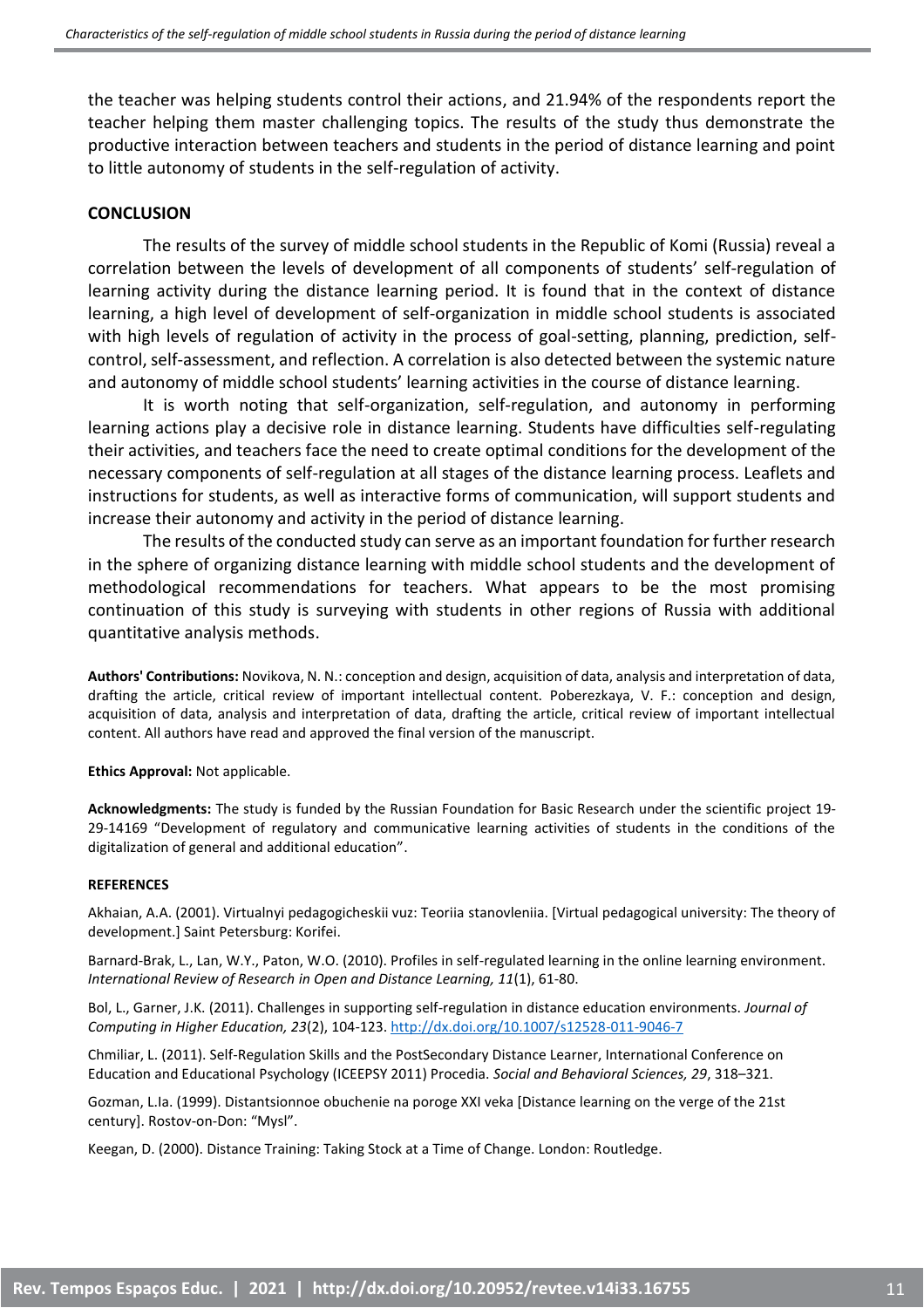the teacher was helping students control their actions, and 21.94% of the respondents report the teacher helping them master challenging topics. The results of the study thus demonstrate the productive interaction between teachers and students in the period of distance learning and point to little autonomy of students in the self-regulation of activity.

## CONCLUSION

The results of the survey of middle school students in the Republic of Komi (Russia) reveal a correlation between the levels of development of all components of students' self-regulation of learning activity during the distance learning period. It is found that in the context of distance learning, a high level of development of self-organization in middle school students is associated with high levels of regulation of activity in the process of goal-setting, planning, prediction, self-control, self-assessment, and reflection. A correlation is also detected between the systemic nature and autonomy of middle school students' learning activities in the course of distance learning.

It is worth noting that self-organization, self-regulation, and autonomy in performing learning actions play a decisive role in distance learning. Students have difficulties self-regulating their activities, and teachers face the need to create optimal conditions for the development of the necessary components of self-regulation at all stages of the distance learning process. Leaflets and instructions for students, as well as interactive forms of communication, will support students and increase their autonomy and activity in the period of distance learning.

The results of the conducted study can serve as an important foundation for further research in the sphere of organizing distance learning with middle school students and the development of methodological recommendations for teachers. What appears to be the most promising continuation of this study is surveying with students in other regions of Russia with additional quantitative analysis methods.

**Authors' Contributions:** Novikova, N. N.: conception and design, acquisition of data, analysis and interpretation of data, drafting the article, critical review of important intellectual content. Poberezkaya, V. F.: conception and design, acquisition of data, analysis and interpretation of data, drafting the article, critical review of important intellectual content. All authors have read and approved the final version of the manuscript.

**Ethics Approval:** Not applicable.

**Acknowledgments:** The study is funded by the Russian Foundation for Basic Research under the scientific project 19-29-14169 "Development of regulatory and communicative learning activities of students in the conditions of the digitalization of general and additional education".

### REFERENCES

Akhaian, A.A. (2001). Virtualnyi pedagogicheskii vuz: Teoriia stanovleniia. [Virtual pedagogical university: The theory of development.] Saint Petersburg: Korifei.

Barnard-Brak, L., Lan, W.Y., Paton, W.O. (2010). Profiles in self-regulated learning in the online learning environment. *International Review of Research in Open and Distance Learning, 11*(1), 61-80.

Bol, L., Garner, J.K. (2011). Challenges in supporting self-regulation in distance education environments. *Journal of Computing in Higher Education, 23*(2), 104-123. http://dx.doi.org/10.1007/s12528-011-9046-7

Chmiliar, L. (2011). Self-Regulation Skills and the PostSecondary Distance Learner, International Conference on Education and Educational Psychology (ICEEPSY 2011) Procedia. *Social and Behavioral Sciences, 29*, 318–321.

Gozman, L.Ia. (1999). Distantsionnoe obuchenie na poroge XXI veka [Distance learning on the verge of the 21st century]. Rostov-on-Don: "Mysl".

Keegan, D. (2000). Distance Training: Taking Stock at a Time of Change. London: Routledge.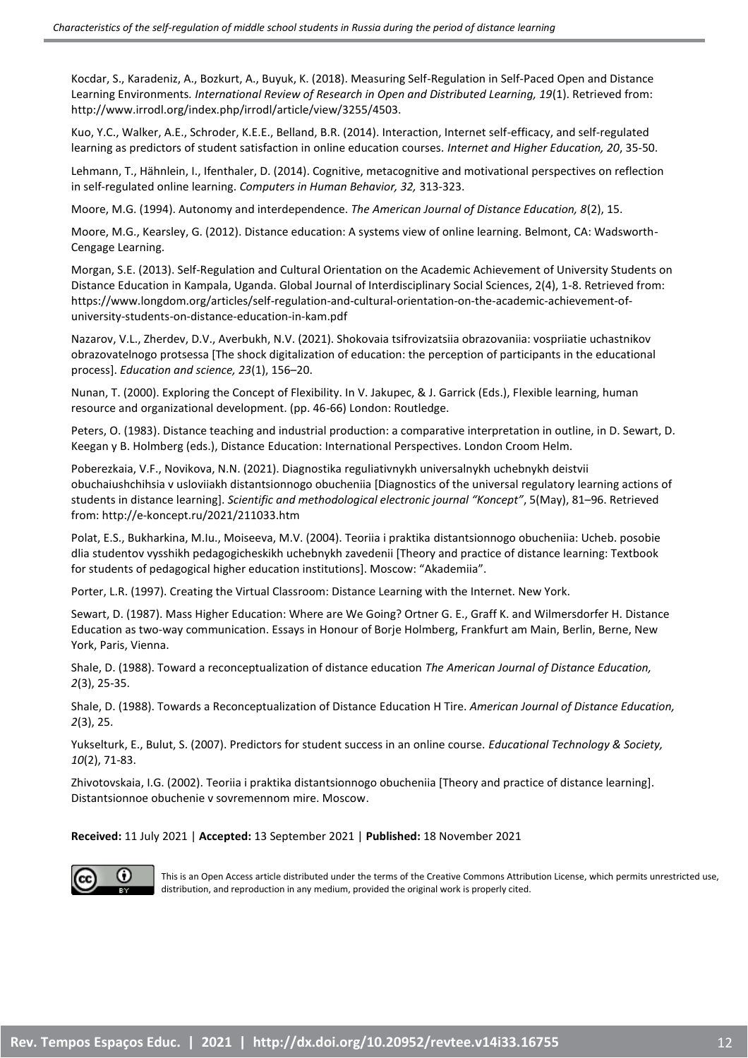Kocdar, S., Karadeniz, A., Bozkurt, A., Buyuk, K. (2018). Measuring Self-Regulation in Self-Paced Open and Distance Learning Environments. *International Review of Research in Open and Distributed Learning, 19*(1). Retrieved from: http://www.irrodl.org/index.php/irrodl/article/view/3255/4503.

Kuo, Y.C., Walker, A.E., Schroder, K.E.E., Belland, B.R. (2014). Interaction, Internet self-efficacy, and self-regulated learning as predictors of student satisfaction in online education courses. *Internet and Higher Education, 20*, 35-50.

Lehmann, T., Hähnlein, I., Ifenthaler, D. (2014). Cognitive, metacognitive and motivational perspectives on reflection in self-regulated online learning. *Computers in Human Behavior, 32,* 313-323.

Moore, M.G. (1994). Autonomy and interdependence. *The American Journal of Distance Education, 8*(2), 15.

Moore, M.G., Kearsley, G. (2012). Distance education: A systems view of online learning. Belmont, CA: Wadsworth-Cengage Learning.

Morgan, S.E. (2013). Self-Regulation and Cultural Orientation on the Academic Achievement of University Students on Distance Education in Kampala, Uganda. Global Journal of Interdisciplinary Social Sciences, 2(4), 1-8. Retrieved from: https://www.longdom.org/articles/self-regulation-and-cultural-orientation-on-the-academic-achievement-of-university-students-on-distance-education-in-kam.pdf

Nazarov, V.L., Zherdev, D.V., Averbukh, N.V. (2021). Shokovaia tsifrovizatsiia obrazovaniia: vospriiatie uchastnikov obrazovatelnogo protsessa [The shock digitalization of education: the perception of participants in the educational process]. *Education and science, 23*(1), 156–20.

Nunan, T. (2000). Exploring the Concept of Flexibility. In V. Jakupec, & J. Garrick (Eds.), Flexible learning, human resource and organizational development. (pp. 46-66) London: Routledge.

Peters, O. (1983). Distance teaching and industrial production: a comparative interpretation in outline, in D. Sewart, D. Keegan y B. Holmberg (eds.), Distance Education: International Perspectives. London Croom Helm.

Poberezkaia, V.F., Novikova, N.N. (2021). Diagnostika reguliativnykh universalnykh uchebnykh deistvii obuchaiushchihsia v usloviiakh distantsionnogo obucheniia [Diagnostics of the universal regulatory learning actions of students in distance learning]. *Scientific and methodological electronic journal "Koncept"*, 5(May), 81–96. Retrieved from: http://e-koncept.ru/2021/211033.htm

Polat, E.S., Bukharkina, M.Iu., Moiseeva, M.V. (2004). Teoriia i praktika distantsionnogo obucheniia: Ucheb. posobie dlia studentov vysshikh pedagogicheskikh uchebnykh zavedenii [Theory and practice of distance learning: Textbook for students of pedagogical higher education institutions]. Moscow: "Akademiia".

Porter, L.R. (1997). Creating the Virtual Classroom: Distance Learning with the Internet. New York.

Sewart, D. (1987). Mass Higher Education: Where are We Going? Ortner G. E., Graff K. and Wilmersdorfer H. Distance Education as two-way communication. Essays in Honour of Borje Holmberg, Frankfurt am Main, Berlin, Berne, New York, Paris, Vienna.

Shale, D. (1988). Toward a reconceptualization of distance education *The American Journal of Distance Education, 2*(3), 25-35.

Shale, D. (1988). Towards a Reconceptualization of Distance Education H Tire. *American Journal of Distance Education, 2*(3), 25.

Yukselturk, E., Bulut, S. (2007). Predictors for student success in an online course. *Educational Technology & Society, 10*(2), 71-83.

Zhivotovskaia, I.G. (2002). Teoriia i praktika distantsionnogo obucheniia [Theory and practice of distance learning]. Distantsionnoe obuchenie v sovremennom mire. Moscow.

**Received:** 11 July 2021 | **Accepted:** 13 September 2021 | **Published:** 18 November 2021

This is an Open Access article distributed under the terms of the Creative Commons Attribution License, which permits unrestricted use, distribution, and reproduction in any medium, provided the original work is properly cited.